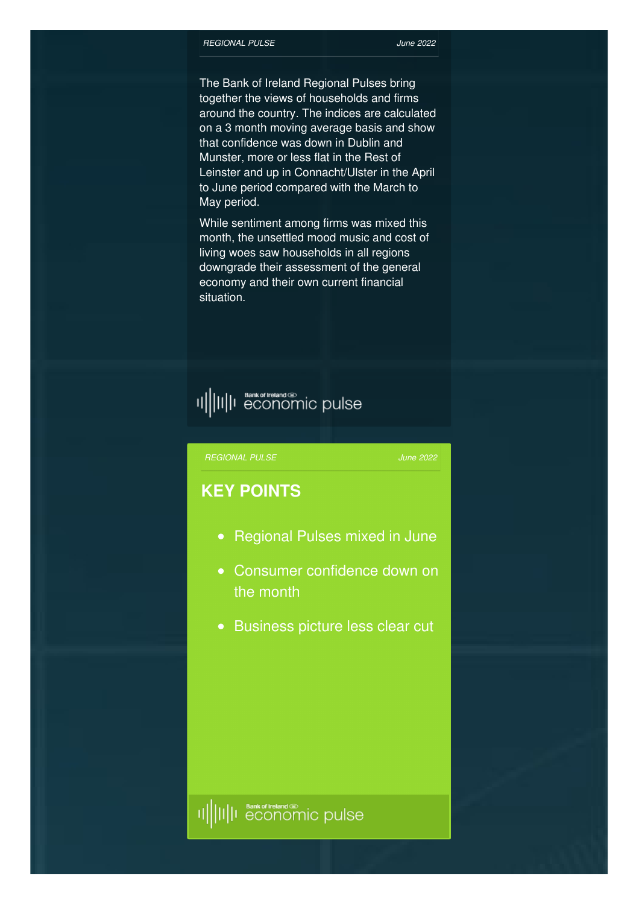The Bank of Ireland Regional Pulses bring together the views of households and firms around the country. The indices are calculated on a 3 month moving average basis and show that confidence was down in Dublin and Munster, more or less flat in the Rest of Leinster and up in Connacht/Ulster in the April to June period compared with the March to May period.

While sentiment among firms was mixed this month, the unsettled mood music and cost of living woes saw households in all regions downgrade their assessment of the general economy and their own current financial situation.

## KEY POINTS

- Regional Pulses mixed in June
- Consumer confidence down on the month
- Business picture less clear cut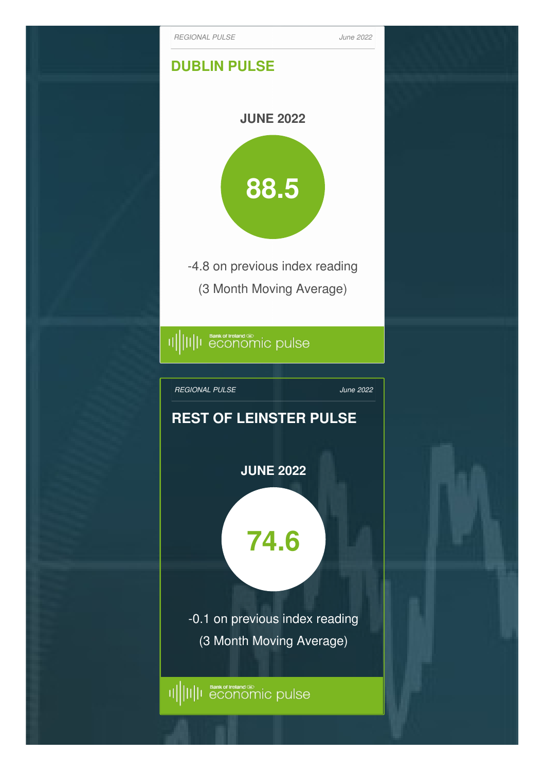*REGIONAL PULSE* *June 2022*

## DUBLIN PULSE

**JUNE 2022**

**88.5**

-4.8 on previous index reading

(3 Month Moving Average)

Bank of Ireland economic pulse

*REGIONAL PULSE* *June 2022*

## REST OF LEINSTER PULSE

**JUNE 2022**

**74.6**

-0.1 on previous index reading

(3 Month Moving Average)

Bank of Ireland economic pulse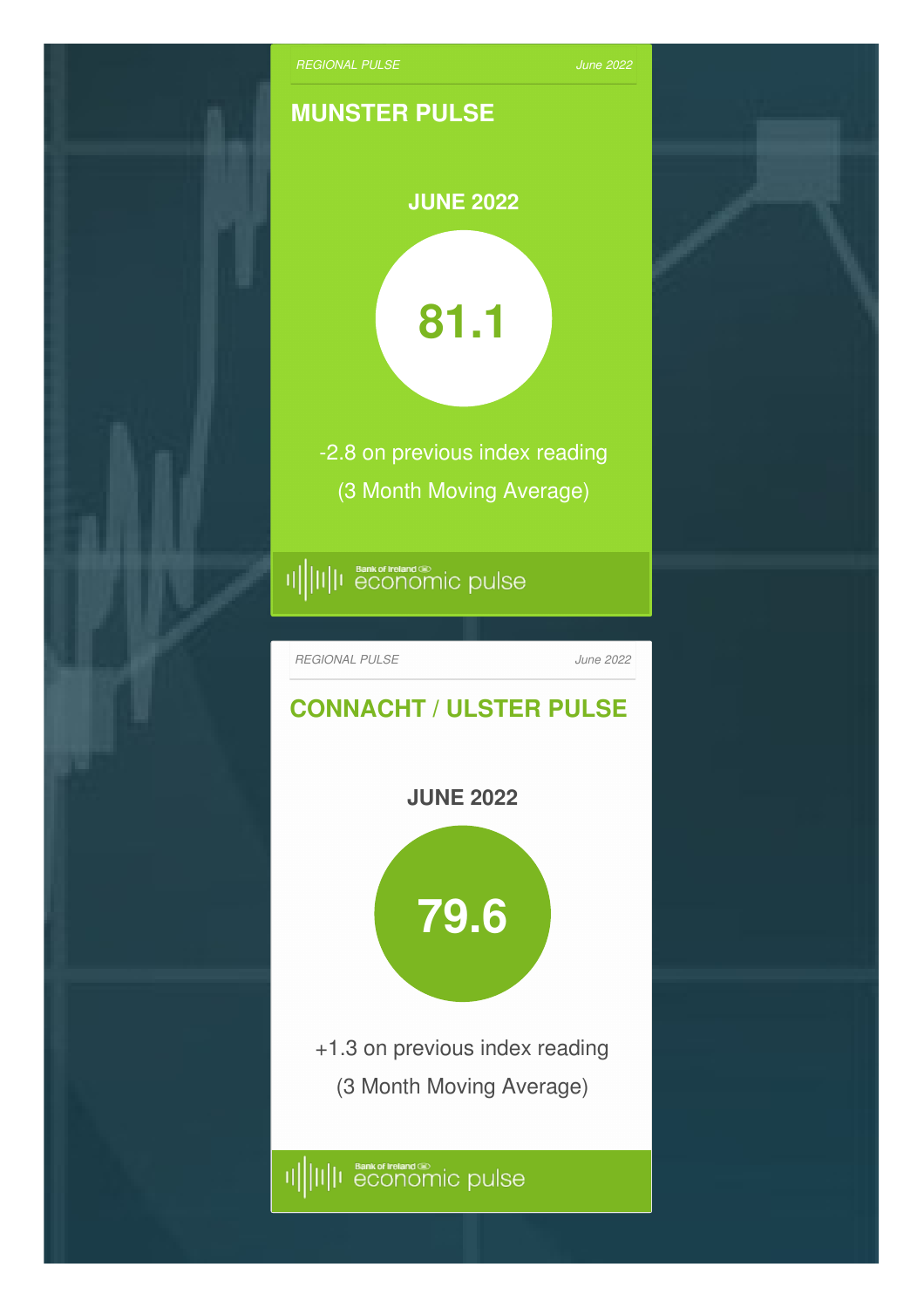*REGIONAL PULSE* *June 2022*

## MUNSTER PULSE

**JUNE 2022**

**81.1**

-2.8 on previous index reading

(3 Month Moving Average)

Bank of Ireland economic pulse

*REGIONAL PULSE* *June 2022*

## CONNACHT / ULSTER PULSE

**JUNE 2022**

**79.6**

+1.3 on previous index reading

(3 Month Moving Average)

Bank of Ireland economic pulse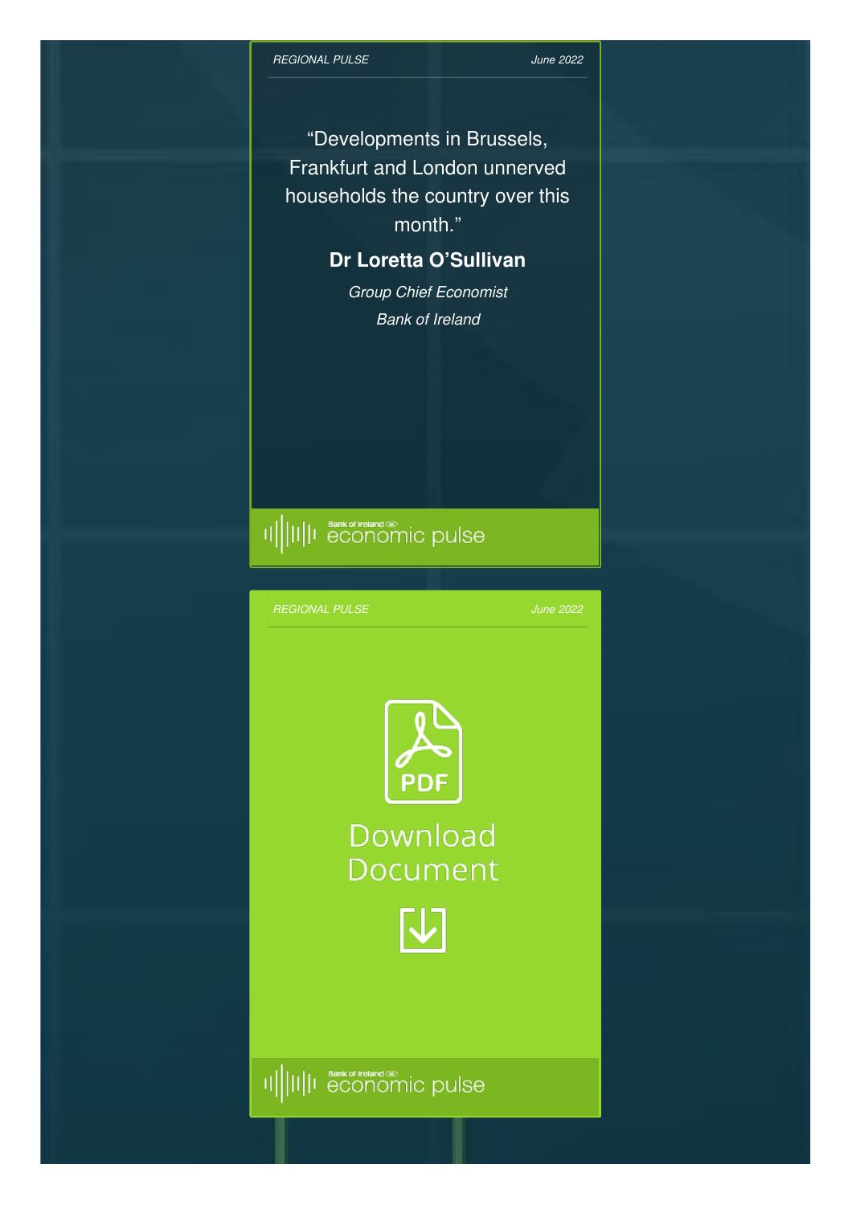“Developments in Brussels, Frankfurt and London unnerved households the country over this month.”

**Dr Loretta O’Sullivan**

*Group Chief Economist*

*Bank of Ireland*

Download Document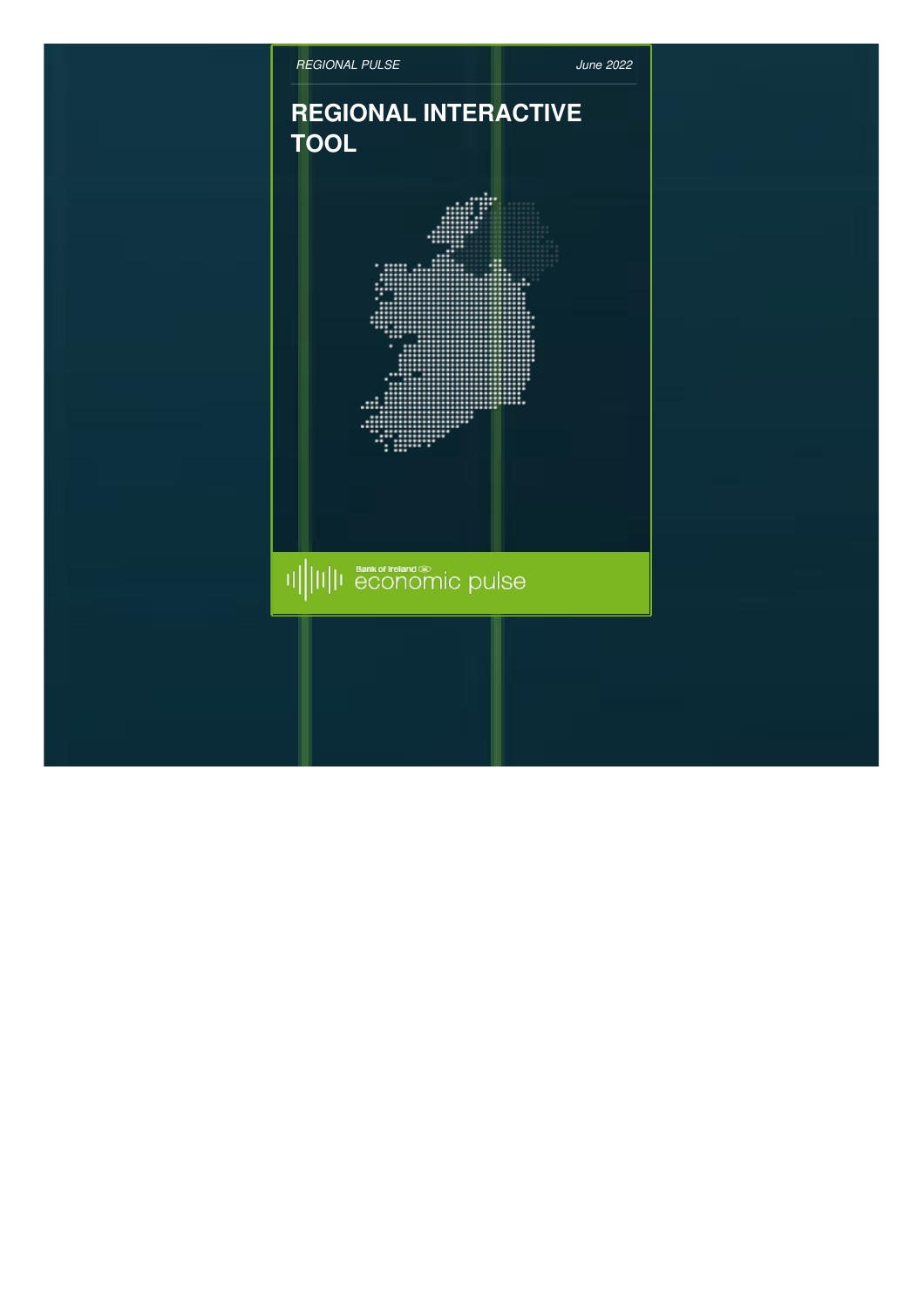REGIONAL PULSE

June 2022

# REGIONAL INTERACTIVE TOOL

Bank of Ireland economic pulse